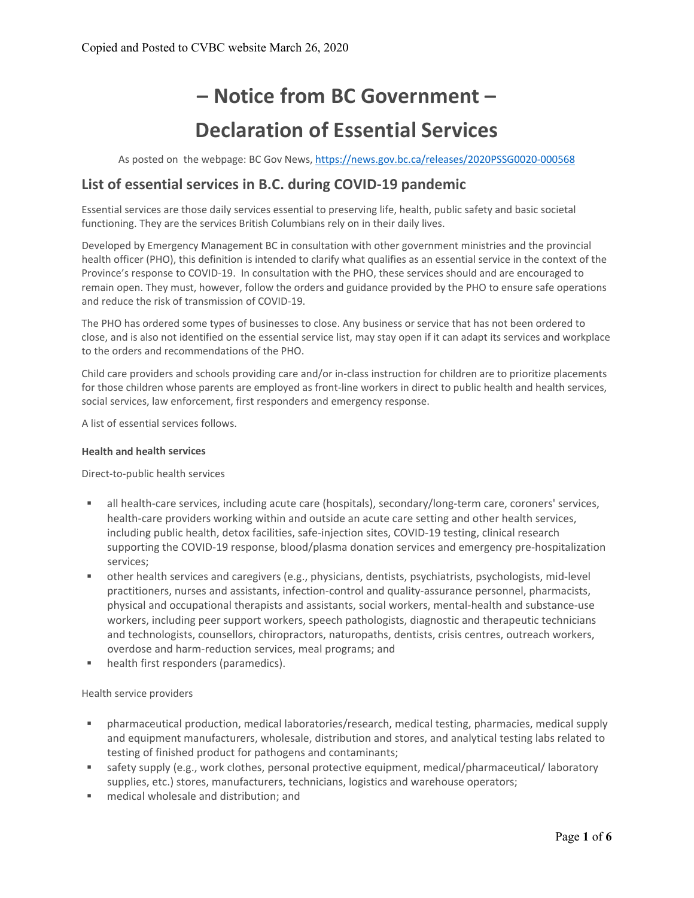Copied and Posted to CVBC website March 26, 2020

# – Notice from BC Government –

# Declaration of Essential Services

As posted on the webpage: BC Gov News, https://news.gov.bc.ca/releases/2020PSSG0020-000568

## List of essential services in B.C. during COVID-19 pandemic

Essential services are those daily services essential to preserving life, health, public safety and basic societal functioning. They are the services British Columbians rely on in their daily lives.

Developed by Emergency Management BC in consultation with other government ministries and the provincial health officer (PHO), this definition is intended to clarify what qualifies as an essential service in the context of the Province's response to COVID-19. In consultation with the PHO, these services should and are encouraged to remain open. They must, however, follow the orders and guidance provided by the PHO to ensure safe operations and reduce the risk of transmission of COVID-19.

The PHO has ordered some types of businesses to close. Any business or service that has not been ordered to close, and is also not identified on the essential service list, may stay open if it can adapt its services and workplace to the orders and recommendations of the PHO.

Child care providers and schools providing care and/or in-class instruction for children are to prioritize placements for those children whose parents are employed as front-line workers in direct to public health and health services, social services, law enforcement, first responders and emergency response.

A list of essential services follows.

**Health and health services**

Direct-to-public health services

- all health-care services, including acute care (hospitals), secondary/long-term care, coroners' services, health-care providers working within and outside an acute care setting and other health services, including public health, detox facilities, safe-injection sites, COVID-19 testing, clinical research supporting the COVID-19 response, blood/plasma donation services and emergency pre-hospitalization services;
- other health services and caregivers (e.g., physicians, dentists, psychiatrists, psychologists, mid-level practitioners, nurses and assistants, infection-control and quality-assurance personnel, pharmacists, physical and occupational therapists and assistants, social workers, mental-health and substance-use workers, including peer support workers, speech pathologists, diagnostic and therapeutic technicians and technologists, counsellors, chiropractors, naturopaths, dentists, crisis centres, outreach workers, overdose and harm-reduction services, meal programs; and
- health first responders (paramedics).

Health service providers

- pharmaceutical production, medical laboratories/research, medical testing, pharmacies, medical supply and equipment manufacturers, wholesale, distribution and stores, and analytical testing labs related to testing of finished product for pathogens and contaminants;
- safety supply (e.g., work clothes, personal protective equipment, medical/pharmaceutical/ laboratory supplies, etc.) stores, manufacturers, technicians, logistics and warehouse operators;
- medical wholesale and distribution; and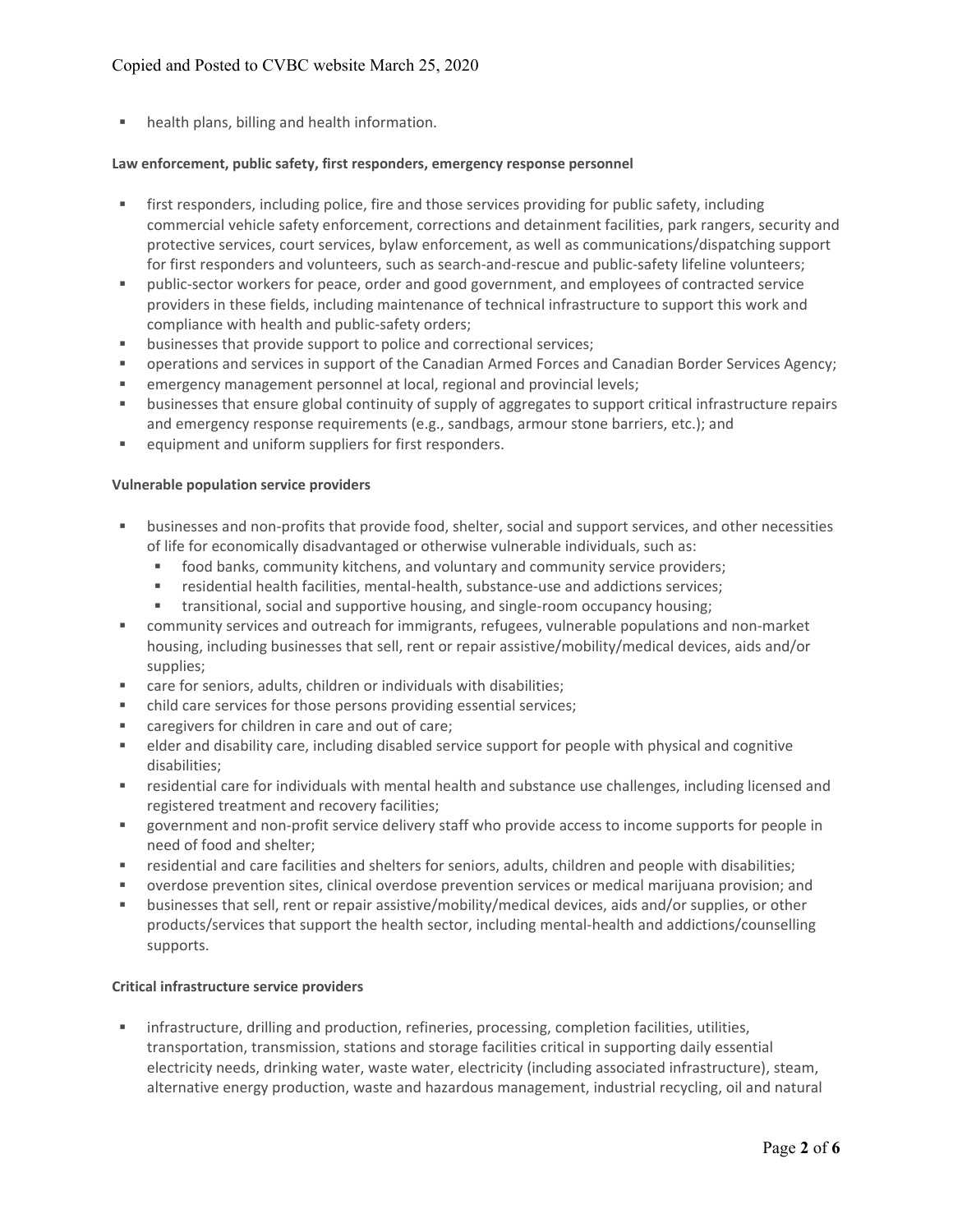- health plans, billing and health information.

**Law enforcement, public safety, first responders, emergency response personnel**

- first responders, including police, fire and those services providing for public safety, including commercial vehicle safety enforcement, corrections and detainment facilities, park rangers, security and protective services, court services, bylaw enforcement, as well as communications/dispatching support for first responders and volunteers, such as search-and-rescue and public-safety lifeline volunteers;
- public-sector workers for peace, order and good government, and employees of contracted service providers in these fields, including maintenance of technical infrastructure to support this work and compliance with health and public-safety orders;
- businesses that provide support to police and correctional services;
- operations and services in support of the Canadian Armed Forces and Canadian Border Services Agency;
- emergency management personnel at local, regional and provincial levels;
- businesses that ensure global continuity of supply of aggregates to support critical infrastructure repairs and emergency response requirements (e.g., sandbags, armour stone barriers, etc.); and
- equipment and uniform suppliers for first responders.

**Vulnerable population service providers**

- businesses and non-profits that provide food, shelter, social and support services, and other necessities of life for economically disadvantaged or otherwise vulnerable individuals, such as:
  - food banks, community kitchens, and voluntary and community service providers;
  - residential health facilities, mental-health, substance-use and addictions services;
  - transitional, social and supportive housing, and single-room occupancy housing;
- community services and outreach for immigrants, refugees, vulnerable populations and non-market housing, including businesses that sell, rent or repair assistive/mobility/medical devices, aids and/or supplies;
- care for seniors, adults, children or individuals with disabilities;
- child care services for those persons providing essential services;
- caregivers for children in care and out of care;
- elder and disability care, including disabled service support for people with physical and cognitive disabilities;
- residential care for individuals with mental health and substance use challenges, including licensed and registered treatment and recovery facilities;
- government and non-profit service delivery staff who provide access to income supports for people in need of food and shelter;
- residential and care facilities and shelters for seniors, adults, children and people with disabilities;
- overdose prevention sites, clinical overdose prevention services or medical marijuana provision; and
- businesses that sell, rent or repair assistive/mobility/medical devices, aids and/or supplies, or other products/services that support the health sector, including mental-health and addictions/counselling supports.

**Critical infrastructure service providers**

- infrastructure, drilling and production, refineries, processing, completion facilities, utilities, transportation, transmission, stations and storage facilities critical in supporting daily essential electricity needs, drinking water, waste water, electricity (including associated infrastructure), steam, alternative energy production, waste and hazardous management, industrial recycling, oil and natural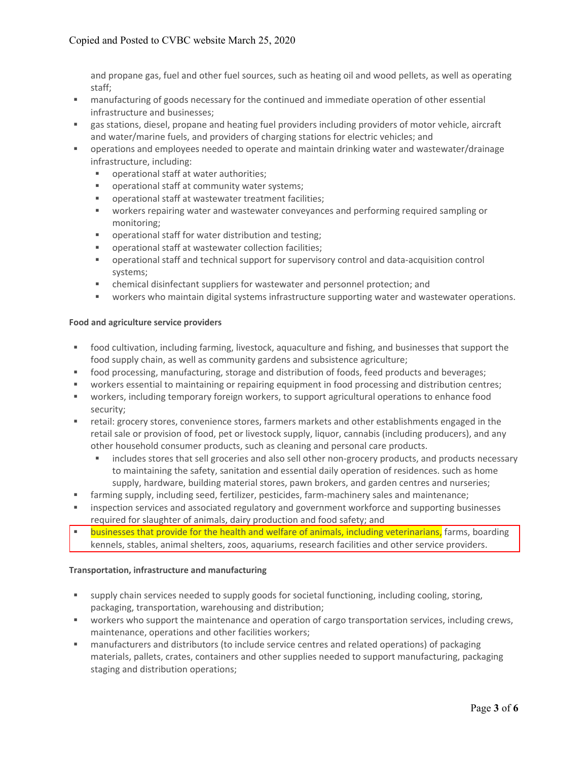and propane gas, fuel and other fuel sources, such as heating oil and wood pellets, as well as operating staff;

- manufacturing of goods necessary for the continued and immediate operation of other essential infrastructure and businesses;
- gas stations, diesel, propane and heating fuel providers including providers of motor vehicle, aircraft and water/marine fuels, and providers of charging stations for electric vehicles; and
- operations and employees needed to operate and maintain drinking water and wastewater/drainage infrastructure, including:
  - operational staff at water authorities;
  - operational staff at community water systems;
  - operational staff at wastewater treatment facilities;
  - workers repairing water and wastewater conveyances and performing required sampling or monitoring;
  - operational staff for water distribution and testing;
  - operational staff at wastewater collection facilities;
  - operational staff and technical support for supervisory control and data-acquisition control systems;
  - chemical disinfectant suppliers for wastewater and personnel protection; and
  - workers who maintain digital systems infrastructure supporting water and wastewater operations.

**Food and agriculture service providers**

- food cultivation, including farming, livestock, aquaculture and fishing, and businesses that support the food supply chain, as well as community gardens and subsistence agriculture;
- food processing, manufacturing, storage and distribution of foods, feed products and beverages;
- workers essential to maintaining or repairing equipment in food processing and distribution centres;
- workers, including temporary foreign workers, to support agricultural operations to enhance food security;
- retail: grocery stores, convenience stores, farmers markets and other establishments engaged in the retail sale or provision of food, pet or livestock supply, liquor, cannabis (including producers), and any other household consumer products, such as cleaning and personal care products.
  - includes stores that sell groceries and also sell other non-grocery products, and products necessary to maintaining the safety, sanitation and essential daily operation of residences. such as home supply, hardware, building material stores, pawn brokers, and garden centres and nurseries;
- farming supply, including seed, fertilizer, pesticides, farm-machinery sales and maintenance;
- inspection services and associated regulatory and government workforce and supporting businesses required for slaughter of animals, dairy production and food safety; and
- businesses that provide for the health and welfare of animals, including veterinarians, farms, boarding kennels, stables, animal shelters, zoos, aquariums, research facilities and other service providers.

**Transportation, infrastructure and manufacturing**

- supply chain services needed to supply goods for societal functioning, including cooling, storing, packaging, transportation, warehousing and distribution;
- workers who support the maintenance and operation of cargo transportation services, including crews, maintenance, operations and other facilities workers;
- manufacturers and distributors (to include service centres and related operations) of packaging materials, pallets, crates, containers and other supplies needed to support manufacturing, packaging staging and distribution operations;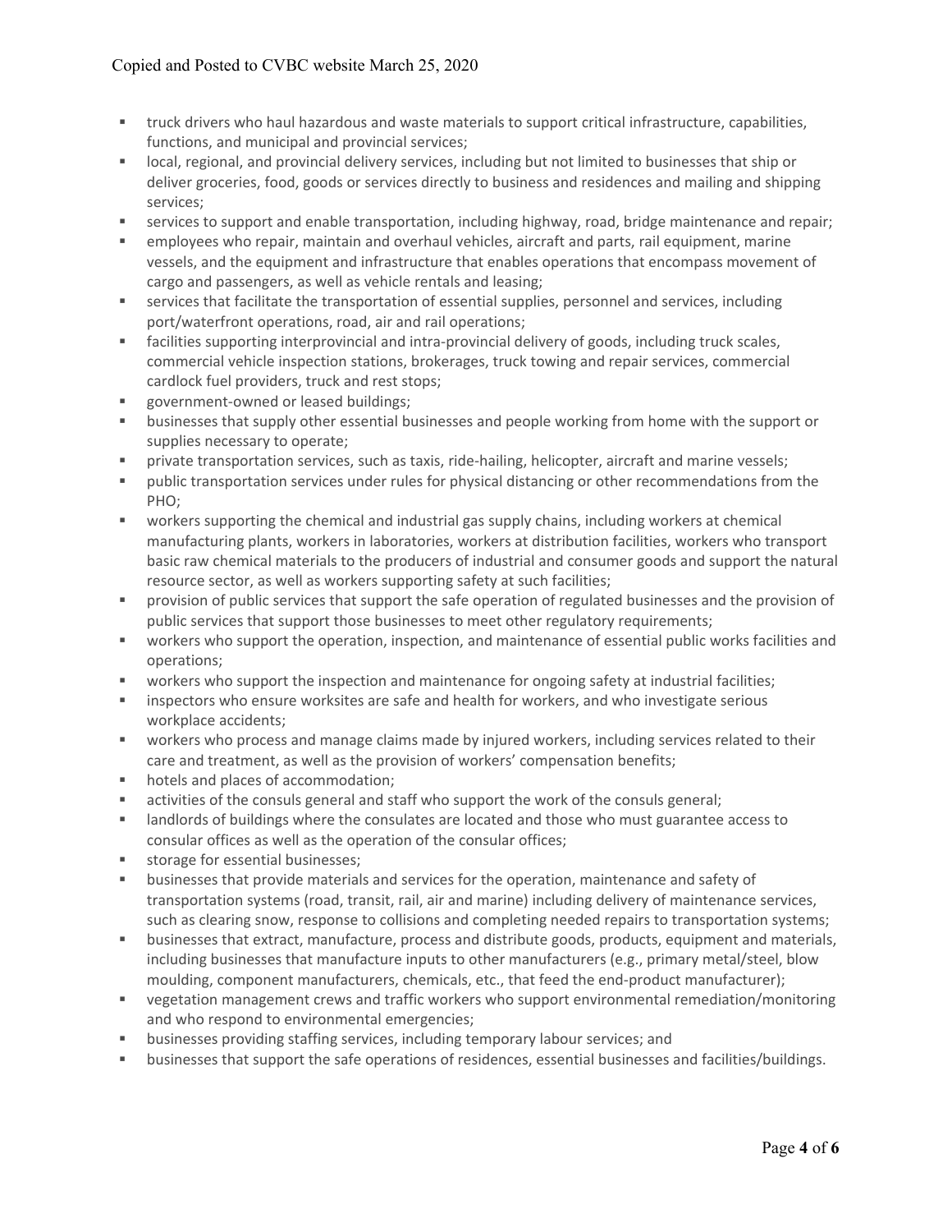- truck drivers who haul hazardous and waste materials to support critical infrastructure, capabilities, functions, and municipal and provincial services;
- local, regional, and provincial delivery services, including but not limited to businesses that ship or deliver groceries, food, goods or services directly to business and residences and mailing and shipping services;
- services to support and enable transportation, including highway, road, bridge maintenance and repair;
- employees who repair, maintain and overhaul vehicles, aircraft and parts, rail equipment, marine vessels, and the equipment and infrastructure that enables operations that encompass movement of cargo and passengers, as well as vehicle rentals and leasing;
- services that facilitate the transportation of essential supplies, personnel and services, including port/waterfront operations, road, air and rail operations;
- facilities supporting interprovincial and intra-provincial delivery of goods, including truck scales, commercial vehicle inspection stations, brokerages, truck towing and repair services, commercial cardlock fuel providers, truck and rest stops;
- government-owned or leased buildings;
- businesses that supply other essential businesses and people working from home with the support or supplies necessary to operate;
- private transportation services, such as taxis, ride-hailing, helicopter, aircraft and marine vessels;
- public transportation services under rules for physical distancing or other recommendations from the PHO;
- workers supporting the chemical and industrial gas supply chains, including workers at chemical manufacturing plants, workers in laboratories, workers at distribution facilities, workers who transport basic raw chemical materials to the producers of industrial and consumer goods and support the natural resource sector, as well as workers supporting safety at such facilities;
- provision of public services that support the safe operation of regulated businesses and the provision of public services that support those businesses to meet other regulatory requirements;
- workers who support the operation, inspection, and maintenance of essential public works facilities and operations;
- workers who support the inspection and maintenance for ongoing safety at industrial facilities;
- inspectors who ensure worksites are safe and health for workers, and who investigate serious workplace accidents;
- workers who process and manage claims made by injured workers, including services related to their care and treatment, as well as the provision of workers' compensation benefits;
- hotels and places of accommodation;
- activities of the consuls general and staff who support the work of the consuls general;
- landlords of buildings where the consulates are located and those who must guarantee access to consular offices as well as the operation of the consular offices;
- storage for essential businesses;
- businesses that provide materials and services for the operation, maintenance and safety of transportation systems (road, transit, rail, air and marine) including delivery of maintenance services, such as clearing snow, response to collisions and completing needed repairs to transportation systems;
- businesses that extract, manufacture, process and distribute goods, products, equipment and materials, including businesses that manufacture inputs to other manufacturers (e.g., primary metal/steel, blow moulding, component manufacturers, chemicals, etc., that feed the end-product manufacturer);
- vegetation management crews and traffic workers who support environmental remediation/monitoring and who respond to environmental emergencies;
- businesses providing staffing services, including temporary labour services; and
- businesses that support the safe operations of residences, essential businesses and facilities/buildings.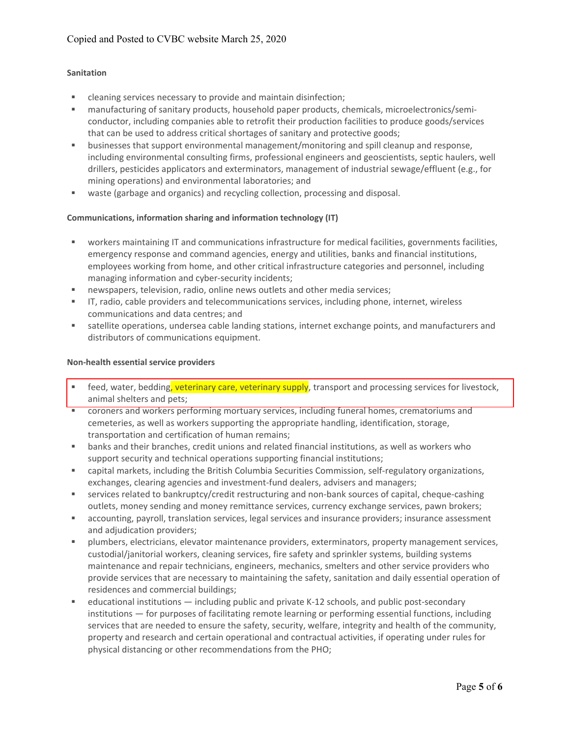Copied and Posted to CVBC website March 25, 2020

**Sanitation**

- cleaning services necessary to provide and maintain disinfection;
- manufacturing of sanitary products, household paper products, chemicals, microelectronics/semi-conductor, including companies able to retrofit their production facilities to produce goods/services that can be used to address critical shortages of sanitary and protective goods;
- businesses that support environmental management/monitoring and spill cleanup and response, including environmental consulting firms, professional engineers and geoscientists, septic haulers, well drillers, pesticides applicators and exterminators, management of industrial sewage/effluent (e.g., for mining operations) and environmental laboratories; and
- waste (garbage and organics) and recycling collection, processing and disposal.

**Communications, information sharing and information technology (IT)**

- workers maintaining IT and communications infrastructure for medical facilities, governments facilities, emergency response and command agencies, energy and utilities, banks and financial institutions, employees working from home, and other critical infrastructure categories and personnel, including managing information and cyber-security incidents;
- newspapers, television, radio, online news outlets and other media services;
- IT, radio, cable providers and telecommunications services, including phone, internet, wireless communications and data centres; and
- satellite operations, undersea cable landing stations, internet exchange points, and manufacturers and distributors of communications equipment.

**Non-health essential service providers**

- feed, water, bedding, veterinary care, veterinary supply, transport and processing services for livestock, animal shelters and pets;
- coroners and workers performing mortuary services, including funeral homes, crematoriums and cemeteries, as well as workers supporting the appropriate handling, identification, storage, transportation and certification of human remains;
- banks and their branches, credit unions and related financial institutions, as well as workers who support security and technical operations supporting financial institutions;
- capital markets, including the British Columbia Securities Commission, self-regulatory organizations, exchanges, clearing agencies and investment-fund dealers, advisers and managers;
- services related to bankruptcy/credit restructuring and non-bank sources of capital, cheque-cashing outlets, money sending and money remittance services, currency exchange services, pawn brokers;
- accounting, payroll, translation services, legal services and insurance providers; insurance assessment and adjudication providers;
- plumbers, electricians, elevator maintenance providers, exterminators, property management services, custodial/janitorial workers, cleaning services, fire safety and sprinkler systems, building systems maintenance and repair technicians, engineers, mechanics, smelters and other service providers who provide services that are necessary to maintaining the safety, sanitation and daily essential operation of residences and commercial buildings;
- educational institutions — including public and private K-12 schools, and public post-secondary institutions — for purposes of facilitating remote learning or performing essential functions, including services that are needed to ensure the safety, security, welfare, integrity and health of the community, property and research and certain operational and contractual activities, if operating under rules for physical distancing or other recommendations from the PHO;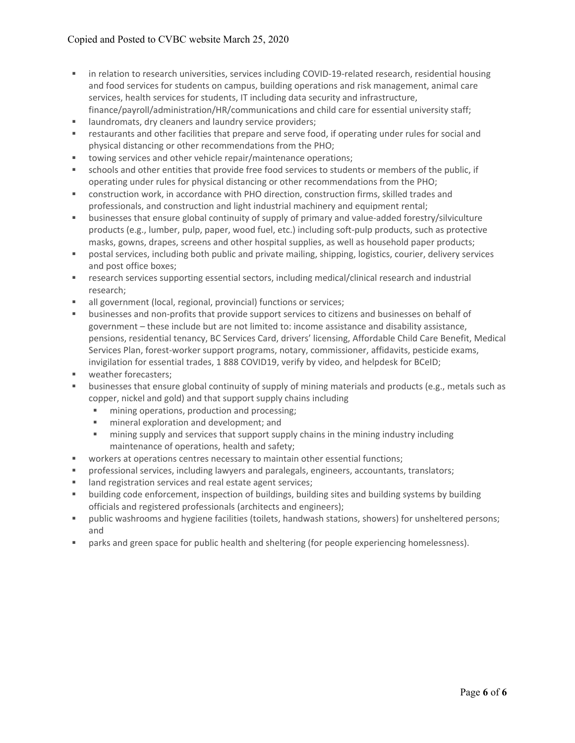- in relation to research universities, services including COVID-19-related research, residential housing and food services for students on campus, building operations and risk management, animal care services, health services for students, IT including data security and infrastructure, finance/payroll/administration/HR/communications and child care for essential university staff;
- laundromats, dry cleaners and laundry service providers;
- restaurants and other facilities that prepare and serve food, if operating under rules for social and physical distancing or other recommendations from the PHO;
- towing services and other vehicle repair/maintenance operations;
- schools and other entities that provide free food services to students or members of the public, if operating under rules for physical distancing or other recommendations from the PHO;
- construction work, in accordance with PHO direction, construction firms, skilled trades and professionals, and construction and light industrial machinery and equipment rental;
- businesses that ensure global continuity of supply of primary and value-added forestry/silviculture products (e.g., lumber, pulp, paper, wood fuel, etc.) including soft-pulp products, such as protective masks, gowns, drapes, screens and other hospital supplies, as well as household paper products;
- postal services, including both public and private mailing, shipping, logistics, courier, delivery services and post office boxes;
- research services supporting essential sectors, including medical/clinical research and industrial research;
- all government (local, regional, provincial) functions or services;
- businesses and non-profits that provide support services to citizens and businesses on behalf of government – these include but are not limited to: income assistance and disability assistance, pensions, residential tenancy, BC Services Card, drivers' licensing, Affordable Child Care Benefit, Medical Services Plan, forest-worker support programs, notary, commissioner, affidavits, pesticide exams, invigilation for essential trades, 1 888 COVID19, verify by video, and helpdesk for BCeID;
- weather forecasters;
- businesses that ensure global continuity of supply of mining materials and products (e.g., metals such as copper, nickel and gold) and that support supply chains including
  - mining operations, production and processing;
  - mineral exploration and development; and
  - mining supply and services that support supply chains in the mining industry including maintenance of operations, health and safety;
- workers at operations centres necessary to maintain other essential functions;
- professional services, including lawyers and paralegals, engineers, accountants, translators;
- land registration services and real estate agent services;
- building code enforcement, inspection of buildings, building sites and building systems by building officials and registered professionals (architects and engineers);
- public washrooms and hygiene facilities (toilets, handwash stations, showers) for unsheltered persons; and
- parks and green space for public health and sheltering (for people experiencing homelessness).